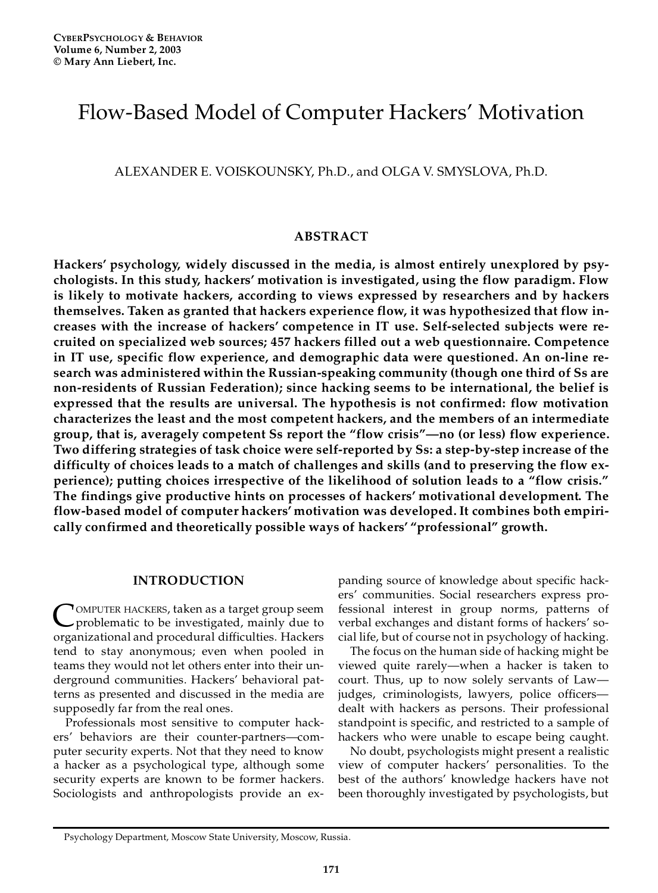# Flow-Based Model of Computer Hackers' Motivation

ALEXANDER E. VOISKOUNSKY, Ph.D., and OLGA V. SMYSLOVA, Ph.D.

## ABSTRACT

**Hackers' psychology, widely discussed in the media, is almost entirely unexplored by psychologists. In this study, hackers' motivation is investigated, using the flow paradigm. Flow is likely to motivate hackers, according to views expressed by researchers and by hackers themselves. Taken as granted that hackers experience flow, it was hypothesized that flow increases with the increase of hackers' competence in IT use. Self-selected subjects were recruited on specialized web sources; 457 hackers filled out a web questionnaire. Competence in IT use, specific flow experience, and demographic data were questioned. An on-line research was administered within the Russian-speaking community (though one third of Ss are non-residents of Russian Federation); since hacking seems to be international, the belief is expressed that the results are universal. The hypothesis is not confirmed: flow motivation characterizes the least and the most competent hackers, and the members of an intermediate group, that is, averagely competent Ss report the "flow crisis"—no (or less) flow experience. Two differing strategies of task choice were self-reported by Ss: a step-by-step increase of the difficulty of choices leads to a match of challenges and skills (and to preserving the flow experience); putting choices irrespective of the likelihood of solution leads to a "flow crisis." The findings give productive hints on processes of hackers' motivational development. The flow-based model of computer hackers' motivation was developed. It combines both empirically confirmed and theoretically possible ways of hackers' "professional" growth.**

## INTRODUCTION

COMPUTER HACKERS, taken as a target group seem problematic to be investigated, mainly due to organizational and procedural difficulties. Hackers tend to stay anonymous; even when pooled in teams they would not let others enter into their underground communities. Hackers' behavioral patterns as presented and discussed in the media are supposedly far from the real ones.

Professionals most sensitive to computer hackers' behaviors are their counter-partners—computer security experts. Not that they need to know a hacker as a psychological type, although some security experts are known to be former hackers. Sociologists and anthropologists provide an expanding source of knowledge about specific hackers' communities. Social researchers express professional interest in group norms, patterns of verbal exchanges and distant forms of hackers' social life, but of course not in psychology of hacking.

The focus on the human side of hacking might be viewed quite rarely—when a hacker is taken to court. Thus, up to now solely servants of Law—judges, criminologists, lawyers, police officers—dealt with hackers as persons. Their professional standpoint is specific, and restricted to a sample of hackers who were unable to escape being caught.

No doubt, psychologists might present a realistic view of computer hackers' personalities. To the best of the authors' knowledge hackers have not been thoroughly investigated by psychologists, but

Psychology Department, Moscow State University, Moscow, Russia.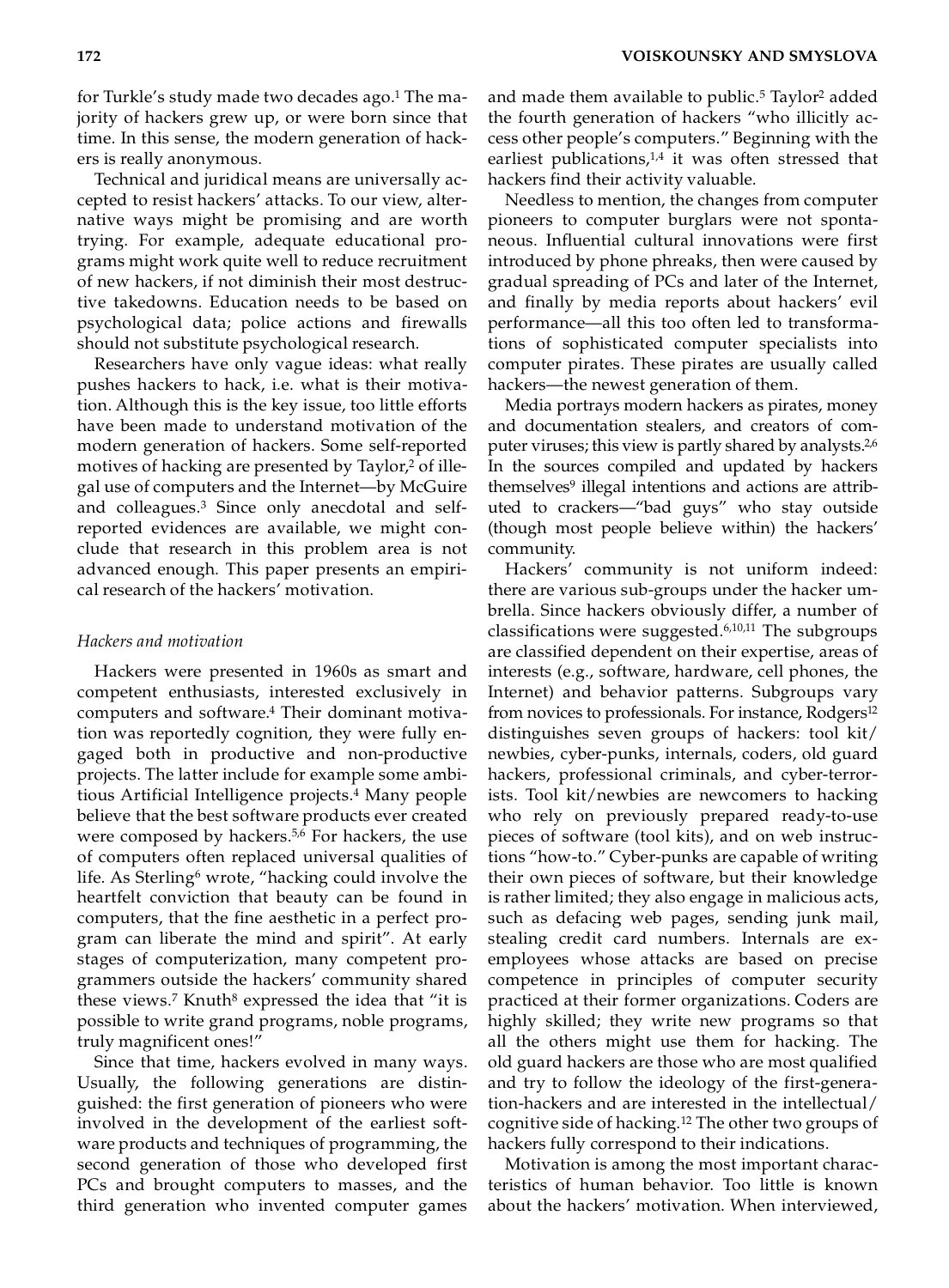for Turkle's study made two decades ago.[1] The majority of hackers grew up, or were born since that time. In this sense, the modern generation of hackers is really anonymous.

Technical and juridical means are universally accepted to resist hackers' attacks. To our view, alternative ways might be promising and are worth trying. For example, adequate educational programs might work quite well to reduce recruitment of new hackers, if not diminish their most destructive takedowns. Education needs to be based on psychological data; police actions and firewalls should not substitute psychological research.

Researchers have only vague ideas: what really pushes hackers to hack, i.e. what is their motivation. Although this is the key issue, too little efforts have been made to understand motivation of the modern generation of hackers. Some self-reported motives of hacking are presented by Taylor,[2] of illegal use of computers and the Internet—by McGuire and colleagues.[3] Since only anecdotal and self-reported evidences are available, we might conclude that research in this problem area is not advanced enough. This paper presents an empirical research of the hackers' motivation.

### *Hackers and motivation*

Hackers were presented in 1960s as smart and competent enthusiasts, interested exclusively in computers and software.[4] Their dominant motivation was reportedly cognition, they were fully engaged both in productive and non-productive projects. The latter include for example some ambitious Artificial Intelligence projects.[4] Many people believe that the best software products ever created were composed by hackers.[5,6] For hackers, the use of computers often replaced universal qualities of life. As Sterling[6] wrote, "hacking could involve the heartfelt conviction that beauty can be found in computers, that the fine aesthetic in a perfect program can liberate the mind and spirit". At early stages of computerization, many competent programmers outside the hackers' community shared these views.[7] Knuth[8] expressed the idea that "it is possible to write grand programs, noble programs, truly magnificent ones!"

Since that time, hackers evolved in many ways. Usually, the following generations are distinguished: the first generation of pioneers who were involved in the development of the earliest software products and techniques of programming, the second generation of those who developed first PCs and brought computers to masses, and the third generation who invented computer games and made them available to public.[5] Taylor[2] added the fourth generation of hackers "who illicitly access other people's computers." Beginning with the earliest publications,[1,4] it was often stressed that hackers find their activity valuable.

Needless to mention, the changes from computer pioneers to computer burglars were not spontaneous. Influential cultural innovations were first introduced by phone phreaks, then were caused by gradual spreading of PCs and later of the Internet, and finally by media reports about hackers' evil performance—all this too often led to transformations of sophisticated computer specialists into computer pirates. These pirates are usually called hackers—the newest generation of them.

Media portrays modern hackers as pirates, money and documentation stealers, and creators of computer viruses; this view is partly shared by analysts.[2,6] In the sources compiled and updated by hackers themselves[9] illegal intentions and actions are attributed to crackers—"bad guys" who stay outside (though most people believe within) the hackers' community.

Hackers' community is not uniform indeed: there are various sub-groups under the hacker umbrella. Since hackers obviously differ, a number of classifications were suggested.[6,10,11] The subgroups are classified dependent on their expertise, areas of interests (e.g., software, hardware, cell phones, the Internet) and behavior patterns. Subgroups vary from novices to professionals. For instance, Rodgers[12] distinguishes seven groups of hackers: tool kit/newbies, cyber-punks, internals, coders, old guard hackers, professional criminals, and cyber-terrorists. Tool kit/newbies are newcomers to hacking who rely on previously prepared ready-to-use pieces of software (tool kits), and on web instructions "how-to." Cyber-punks are capable of writing their own pieces of software, but their knowledge is rather limited; they also engage in malicious acts, such as defacing web pages, sending junk mail, stealing credit card numbers. Internals are ex-employees whose attacks are based on precise competence in principles of computer security practiced at their former organizations. Coders are highly skilled; they write new programs so that all the others might use them for hacking. The old guard hackers are those who are most qualified and try to follow the ideology of the first-generation-hackers and are interested in the intellectual/cognitive side of hacking.[12] The other two groups of hackers fully correspond to their indications.

Motivation is among the most important characteristics of human behavior. Too little is known about the hackers' motivation. When interviewed,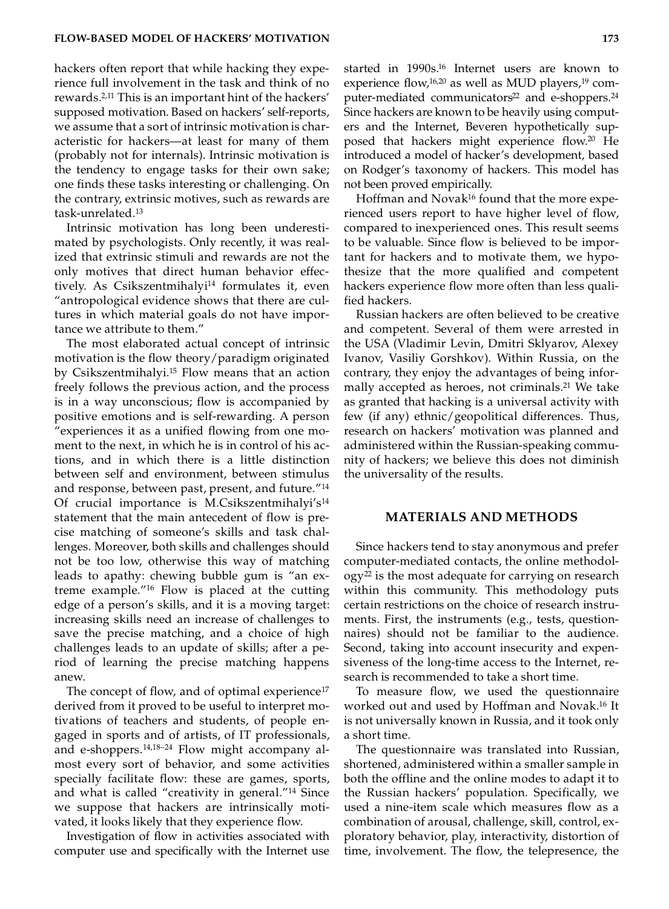hackers often report that while hacking they experience full involvement in the task and think of no rewards.[2,11] This is an important hint of the hackers' supposed motivation. Based on hackers' self-reports, we assume that a sort of intrinsic motivation is characteristic for hackers—at least for many of them (probably not for internals). Intrinsic motivation is the tendency to engage tasks for their own sake; one finds these tasks interesting or challenging. On the contrary, extrinsic motives, such as rewards are task-unrelated.[13]

Intrinsic motivation has long been underestimated by psychologists. Only recently, it was realized that extrinsic stimuli and rewards are not the only motives that direct human behavior effectively. As Csikszentmihalyi[14] formulates it, even "antropological evidence shows that there are cultures in which material goals do not have importance we attribute to them."

The most elaborated actual concept of intrinsic motivation is the flow theory/paradigm originated by Csikszentmihalyi.[15] Flow means that an action freely follows the previous action, and the process is in a way unconscious; flow is accompanied by positive emotions and is self-rewarding. A person "experiences it as a unified flowing from one moment to the next, in which he is in control of his actions, and in which there is a little distinction between self and environment, between stimulus and response, between past, present, and future."[14] Of crucial importance is M.Csikszentmihalyi's[14] statement that the main antecedent of flow is precise matching of someone's skills and task challenges. Moreover, both skills and challenges should not be too low, otherwise this way of matching leads to apathy: chewing bubble gum is "an extreme example."[16] Flow is placed at the cutting edge of a person's skills, and it is a moving target: increasing skills need an increase of challenges to save the precise matching, and a choice of high challenges leads to an update of skills; after a period of learning the precise matching happens anew.

The concept of flow, and of optimal experience[17] derived from it proved to be useful to interpret motivations of teachers and students, of people engaged in sports and of artists, of IT professionals, and e-shoppers.[14,18–24] Flow might accompany almost every sort of behavior, and some activities specially facilitate flow: these are games, sports, and what is called "creativity in general."[14] Since we suppose that hackers are intrinsically motivated, it looks likely that they experience flow.

Investigation of flow in activities associated with computer use and specifically with the Internet use started in 1990s.[16] Internet users are known to experience flow,[16,20] as well as MUD players,[19] computer-mediated communicators[22] and e-shoppers.[24] Since hackers are known to be heavily using computers and the Internet, Beveren hypothetically supposed that hackers might experience flow.[20] He introduced a model of hacker's development, based on Rodger's taxonomy of hackers. This model has not been proved empirically.

Hoffman and Novak[16] found that the more experienced users report to have higher level of flow, compared to inexperienced ones. This result seems to be valuable. Since flow is believed to be important for hackers and to motivate them, we hypothesize that the more qualified and competent hackers experience flow more often than less qualified hackers.

Russian hackers are often believed to be creative and competent. Several of them were arrested in the USA (Vladimir Levin, Dmitri Sklyarov, Alexey Ivanov, Vasiliy Gorshkov). Within Russia, on the contrary, they enjoy the advantages of being informally accepted as heroes, not criminals.[21] We take as granted that hacking is a universal activity with few (if any) ethnic/geopolitical differences. Thus, research on hackers' motivation was planned and administered within the Russian-speaking community of hackers; we believe this does not diminish the universality of the results.

## MATERIALS AND METHODS

Since hackers tend to stay anonymous and prefer computer-mediated contacts, the online methodology[22] is the most adequate for carrying on research within this community. This methodology puts certain restrictions on the choice of research instruments. First, the instruments (e.g., tests, questionnaires) should not be familiar to the audience. Second, taking into account insecurity and expensiveness of the long-time access to the Internet, research is recommended to take a short time.

To measure flow, we used the questionnaire worked out and used by Hoffman and Novak.[16] It is not universally known in Russia, and it took only a short time.

The questionnaire was translated into Russian, shortened, administered within a smaller sample in both the offline and the online modes to adapt it to the Russian hackers' population. Specifically, we used a nine-item scale which measures flow as a combination of arousal, challenge, skill, control, exploratory behavior, play, interactivity, distortion of time, involvement. The flow, the telepresence, the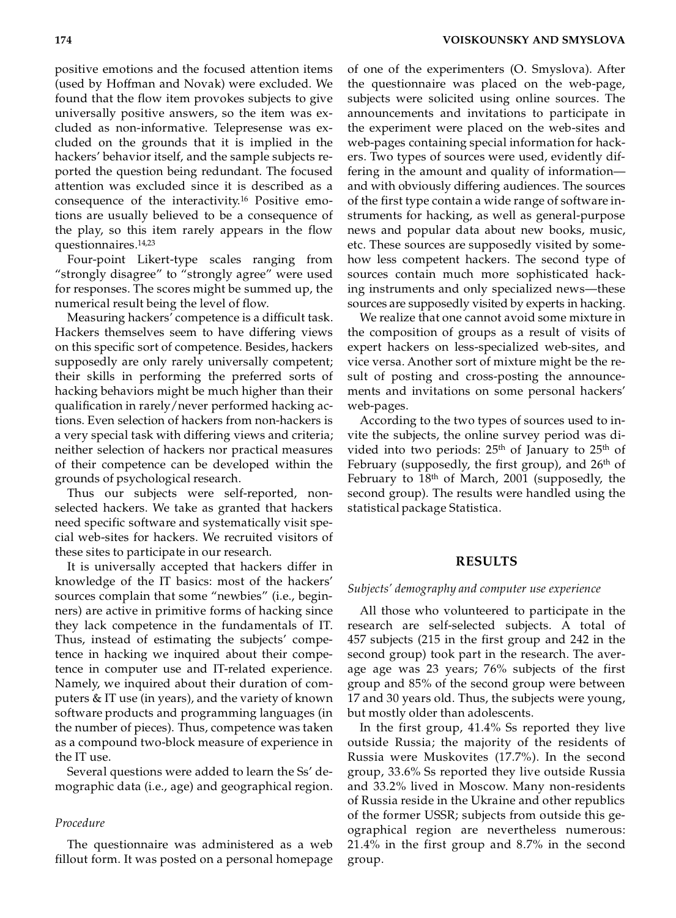positive emotions and the focused attention items (used by Hoffman and Novak) were excluded. We found that the flow item provokes subjects to give universally positive answers, so the item was excluded as non-informative. Telepresense was excluded on the grounds that it is implied in the hackers' behavior itself, and the sample subjects reported the question being redundant. The focused attention was excluded since it is described as a consequence of the interactivity.[16] Positive emotions are usually believed to be a consequence of the play, so this item rarely appears in the flow questionnaires.[14,23]

Four-point Likert-type scales ranging from "strongly disagree" to "strongly agree" were used for responses. The scores might be summed up, the numerical result being the level of flow.

Measuring hackers' competence is a difficult task. Hackers themselves seem to have differing views on this specific sort of competence. Besides, hackers supposedly are only rarely universally competent; their skills in performing the preferred sorts of hacking behaviors might be much higher than their qualification in rarely/never performed hacking actions. Even selection of hackers from non-hackers is a very special task with differing views and criteria; neither selection of hackers nor practical measures of their competence can be developed within the grounds of psychological research.

Thus our subjects were self-reported, non-selected hackers. We take as granted that hackers need specific software and systematically visit special web-sites for hackers. We recruited visitors of these sites to participate in our research.

It is universally accepted that hackers differ in knowledge of the IT basics: most of the hackers' sources complain that some "newbies" (i.e., beginners) are active in primitive forms of hacking since they lack competence in the fundamentals of IT. Thus, instead of estimating the subjects' competence in hacking we inquired about their competence in computer use and IT-related experience. Namely, we inquired about their duration of computers & IT use (in years), and the variety of known software products and programming languages (in the number of pieces). Thus, competence was taken as a compound two-block measure of experience in the IT use.

Several questions were added to learn the Ss' demographic data (i.e., age) and geographical region.

### *Procedure*

The questionnaire was administered as a web fillout form. It was posted on a personal homepage of one of the experimenters (O. Smyslova). After the questionnaire was placed on the web-page, subjects were solicited using online sources. The announcements and invitations to participate in the experiment were placed on the web-sites and web-pages containing special information for hackers. Two types of sources were used, evidently differing in the amount and quality of information—and with obviously differing audiences. The sources of the first type contain a wide range of software instruments for hacking, as well as general-purpose news and popular data about new books, music, etc. These sources are supposedly visited by somehow less competent hackers. The second type of sources contain much more sophisticated hacking instruments and only specialized news—these sources are supposedly visited by experts in hacking.

We realize that one cannot avoid some mixture in the composition of groups as a result of visits of expert hackers on less-specialized web-sites, and vice versa. Another sort of mixture might be the result of posting and cross-posting the announcements and invitations on some personal hackers' web-pages.

According to the two types of sources used to invite the subjects, the online survey period was divided into two periods: 25th of January to 25th of February (supposedly, the first group), and 26th of February to 18th of March, 2001 (supposedly, the second group). The results were handled using the statistical package Statistica.

## RESULTS

### *Subjects' demography and computer use experience*

All those who volunteered to participate in the research are self-selected subjects. A total of 457 subjects (215 in the first group and 242 in the second group) took part in the research. The average age was 23 years; 76% subjects of the first group and 85% of the second group were between 17 and 30 years old. Thus, the subjects were young, but mostly older than adolescents.

In the first group, 41.4% Ss reported they live outside Russia; the majority of the residents of Russia were Muskovites (17.7%). In the second group, 33.6% Ss reported they live outside Russia and 33.2% lived in Moscow. Many non-residents of Russia reside in the Ukraine and other republics of the former USSR; subjects from outside this geographical region are nevertheless numerous: 21.4% in the first group and 8.7% in the second group.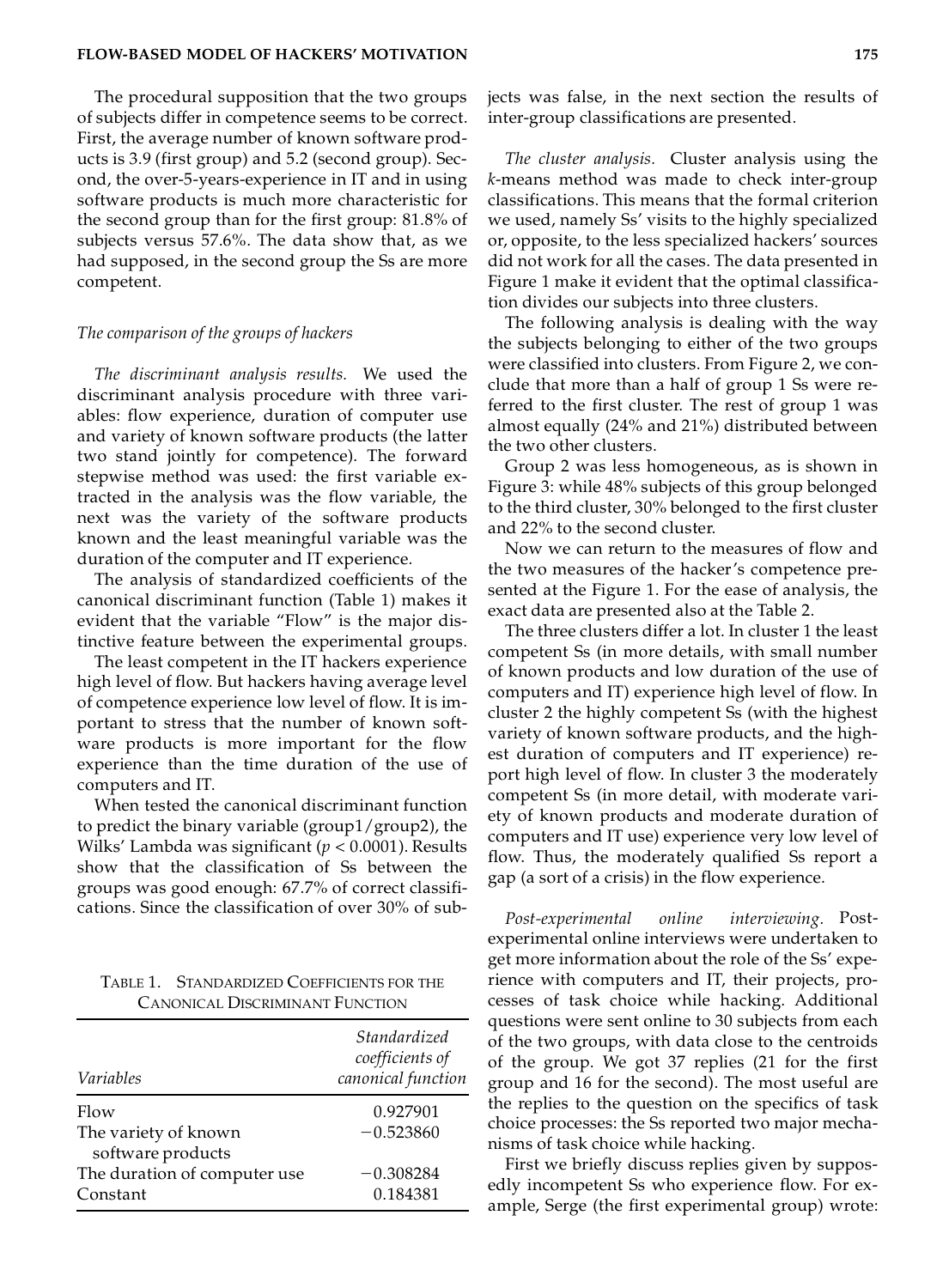The procedural supposition that the two groups of subjects differ in competence seems to be correct. First, the average number of known software products is 3.9 (first group) and 5.2 (second group). Second, the over-5-years-experience in IT and in using software products is much more characteristic for the second group than for the first group: 81.8% of subjects versus 57.6%. The data show that, as we had supposed, in the second group the Ss are more competent.

### *The comparison of the groups of hackers*

*The discriminant analysis results.* We used the discriminant analysis procedure with three variables: flow experience, duration of computer use and variety of known software products (the latter two stand jointly for competence). The forward stepwise method was used: the first variable extracted in the analysis was the flow variable, the next was the variety of the software products known and the least meaningful variable was the duration of the computer and IT experience.

The analysis of standardized coefficients of the canonical discriminant function (Table 1) makes it evident that the variable "Flow" is the major distinctive feature between the experimental groups.

The least competent in the IT hackers experience high level of flow. But hackers having average level of competence experience low level of flow. It is important to stress that the number of known software products is more important for the flow experience than the time duration of the use of computers and IT.

When tested the canonical discriminant function to predict the binary variable (group1/group2), the Wilks' Lambda was significant ($p < 0.0001$). Results show that the classification of Ss between the groups was good enough: 67.7% of correct classifications. Since the classification of over 30% of subjects was false, in the next section the results of inter-group classifications are presented.

TABLE 1. STANDARDIZED COEFFICIENTS FOR THE CANONICAL DISCRIMINANT FUNCTION

| *Variables* | *Standardized coefficients of canonical function* |
|---|---|
| Flow | 0.927901 |
| The variety of known software products | −0.523860 |
| The duration of computer use | −0.308284 |
| Constant | 0.184381 |

*The cluster analysis.* Cluster analysis using the *k*-means method was made to check inter-group classifications. This means that the formal criterion we used, namely Ss' visits to the highly specialized or, opposite, to the less specialized hackers' sources did not work for all the cases. The data presented in Figure 1 make it evident that the optimal classification divides our subjects into three clusters.

The following analysis is dealing with the way the subjects belonging to either of the two groups were classified into clusters. From Figure 2, we conclude that more than a half of group 1 Ss were referred to the first cluster. The rest of group 1 was almost equally (24% and 21%) distributed between the two other clusters.

Group 2 was less homogeneous, as is shown in Figure 3: while 48% subjects of this group belonged to the third cluster, 30% belonged to the first cluster and 22% to the second cluster.

Now we can return to the measures of flow and the two measures of the hacker's competence presented at the Figure 1. For the ease of analysis, the exact data are presented also at the Table 2.

The three clusters differ a lot. In cluster 1 the least competent Ss (in more details, with small number of known products and low duration of the use of computers and IT) experience high level of flow. In cluster 2 the highly competent Ss (with the highest variety of known software products, and the highest duration of computers and IT experience) report high level of flow. In cluster 3 the moderately competent Ss (in more detail, with moderate variety of known products and moderate duration of computers and IT use) experience very low level of flow. Thus, the moderately qualified Ss report a gap (a sort of a crisis) in the flow experience.

*Post-experimental online interviewing.* Post-experimental online interviews were undertaken to get more information about the role of the Ss' experience with computers and IT, their projects, processes of task choice while hacking. Additional questions were sent online to 30 subjects from each of the two groups, with data close to the centroids of the group. We got 37 replies (21 for the first group and 16 for the second). The most useful are the replies to the question on the specifics of task choice processes: the Ss reported two major mechanisms of task choice while hacking.

First we briefly discuss replies given by supposedly incompetent Ss who experience flow. For example, Serge (the first experimental group) wrote: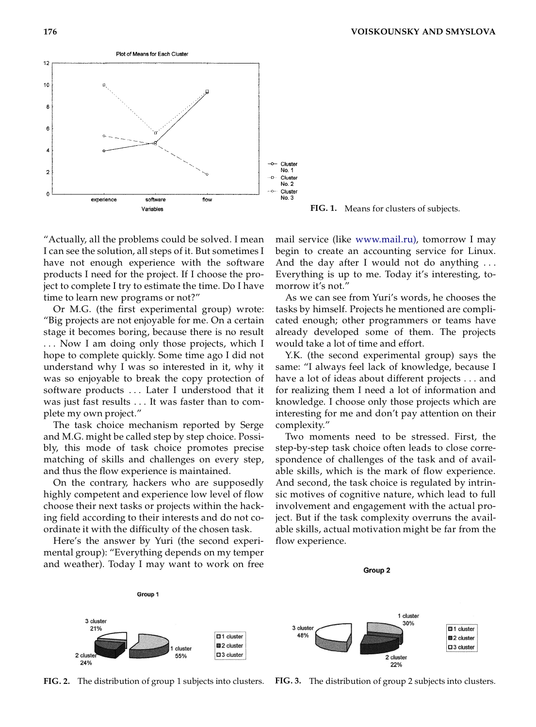FIG. 1. Means for clusters of subjects.

"Actually, all the problems could be solved. I mean I can see the solution, all steps of it. But sometimes I have not enough experience with the software products I need for the project. If I choose the project to complete I try to estimate the time. Do I have time to learn new programs or not?"

Or M.G. (the first experimental group) wrote: "Big projects are not enjoyable for me. On a certain stage it becomes boring, because there is no result . . . Now I am doing only those projects, which I hope to complete quickly. Some time ago I did not understand why I was so interested in it, why it was so enjoyable to break the copy protection of software products . . . Later I understood that it was just fast results . . . It was faster than to complete my own project."

The task choice mechanism reported by Serge and M.G. might be called step by step choice. Possibly, this mode of task choice promotes precise matching of skills and challenges on every step, and thus the flow experience is maintained.

On the contrary, hackers who are supposedly highly competent and experience low level of flow choose their next tasks or projects within the hacking field according to their interests and do not coordinate it with the difficulty of the chosen task.

Here's the answer by Yuri (the second experimental group): "Everything depends on my temper and weather). Today I may want to work on free mail service (like www.mail.ru), tomorrow I may begin to create an accounting service for Linux. And the day after I would not do anything . . . Everything is up to me. Today it's interesting, tomorrow it's not."

As we can see from Yuri's words, he chooses the tasks by himself. Projects he mentioned are complicated enough; other programmers or teams have already developed some of them. The projects would take a lot of time and effort.

Y.K. (the second experimental group) says the same: "I always feel lack of knowledge, because I have a lot of ideas about different projects . . . and for realizing them I need a lot of information and knowledge. I choose only those projects which are interesting for me and don't pay attention on their complexity."

Two moments need to be stressed. First, the step-by-step task choice often leads to close correspondence of challenges of the task and of available skills, which is the mark of flow experience. And second, the task choice is regulated by intrinsic motives of cognitive nature, which lead to full involvement and engagement with the actual project. But if the task complexity overruns the available skills, actual motivation might be far from the flow experience.

FIG. 2. The distribution of group 1 subjects into clusters.

FIG. 3. The distribution of group 2 subjects into clusters.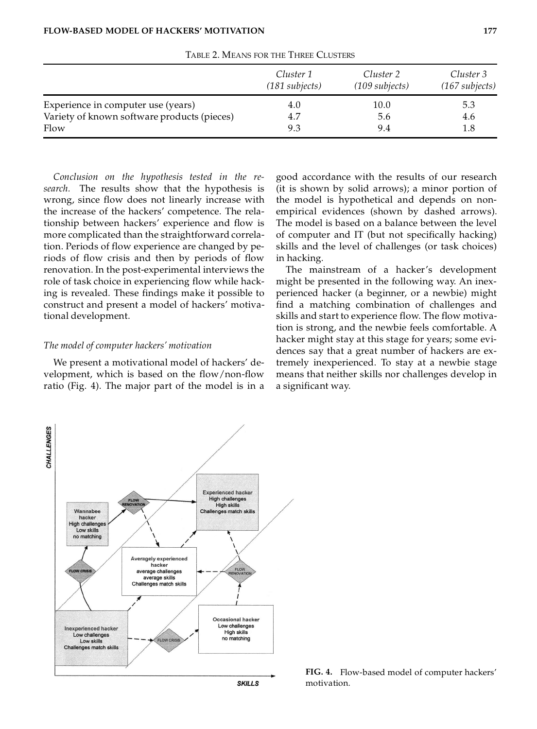TABLE 2. MEANS FOR THE THREE CLUSTERS

| | *Cluster 1 (181 subjects)* | *Cluster 2 (109 subjects)* | *Cluster 3 (167 subjects)* |
|---|---|---|---|
| Experience in computer use (years) | 4.0 | 10.0 | 5.3 |
| Variety of known software products (pieces) | 4.7 | 5.6 | 4.6 |
| Flow | 9.3 | 9.4 | 1.8 |

*Conclusion on the hypothesis tested in the research.* The results show that the hypothesis is wrong, since flow does not linearly increase with the increase of the hackers' competence. The relationship between hackers' experience and flow is more complicated than the straightforward correlation. Periods of flow experience are changed by periods of flow crisis and then by periods of flow renovation. In the post-experimental interviews the role of task choice in experiencing flow while hacking is revealed. These findings make it possible to construct and present a model of hackers' motivational development.

*The model of computer hackers' motivation*

We present a motivational model of hackers' development, which is based on the flow/non-flow ratio (Fig. 4). The major part of the model is in a good accordance with the results of our research (it is shown by solid arrows); a minor portion of the model is hypothetical and depends on non-empirical evidences (shown by dashed arrows). The model is based on a balance between the level of computer and IT (but not specifically hacking) skills and the level of challenges (or task choices) in hacking.

The mainstream of a hacker's development might be presented in the following way. An inexperienced hacker (a beginner, or a newbie) might find a matching combination of challenges and skills and start to experience flow. The flow motivation is strong, and the newbie feels comfortable. A hacker might stay at this stage for years; some evidences say that a great number of hackers are extremely inexperienced. To stay at a newbie stage means that neither skills nor challenges develop in a significant way.

**FIG. 4.** Flow-based model of computer hackers' motivation.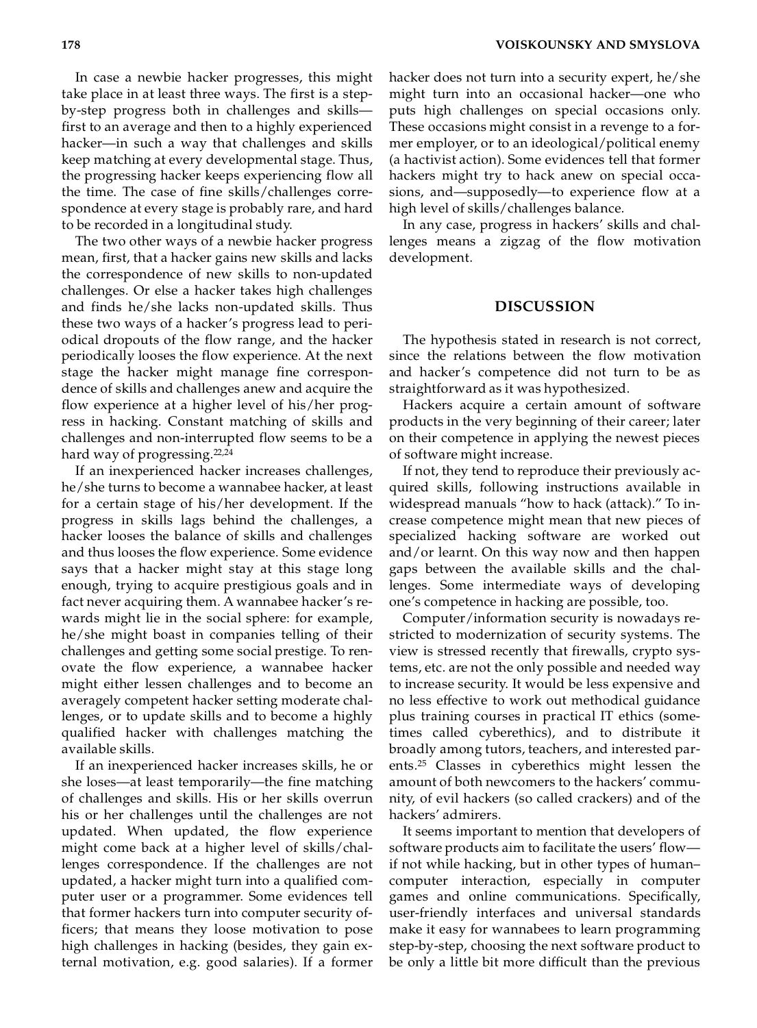In case a newbie hacker progresses, this might take place in at least three ways. The first is a step-by-step progress both in challenges and skills—first to an average and then to a highly experienced hacker—in such a way that challenges and skills keep matching at every developmental stage. Thus, the progressing hacker keeps experiencing flow all the time. The case of fine skills/challenges correspondence at every stage is probably rare, and hard to be recorded in a longitudinal study.

The two other ways of a newbie hacker progress mean, first, that a hacker gains new skills and lacks the correspondence of new skills to non-updated challenges. Or else a hacker takes high challenges and finds he/she lacks non-updated skills. Thus these two ways of a hacker's progress lead to periodical dropouts of the flow range, and the hacker periodically looses the flow experience. At the next stage the hacker might manage fine correspondence of skills and challenges anew and acquire the flow experience at a higher level of his/her progress in hacking. Constant matching of skills and challenges and non-interrupted flow seems to be a hard way of progressing.[22,24]

If an inexperienced hacker increases challenges, he/she turns to become a wannabee hacker, at least for a certain stage of his/her development. If the progress in skills lags behind the challenges, a hacker looses the balance of skills and challenges and thus looses the flow experience. Some evidence says that a hacker might stay at this stage long enough, trying to acquire prestigious goals and in fact never acquiring them. A wannabee hacker's rewards might lie in the social sphere: for example, he/she might boast in companies telling of their challenges and getting some social prestige. To renovate the flow experience, a wannabee hacker might either lessen challenges and to become an averagely competent hacker setting moderate challenges, or to update skills and to become a highly qualified hacker with challenges matching the available skills.

If an inexperienced hacker increases skills, he or she loses—at least temporarily—the fine matching of challenges and skills. His or her skills overrun his or her challenges until the challenges are not updated. When updated, the flow experience might come back at a higher level of skills/challenges correspondence. If the challenges are not updated, a hacker might turn into a qualified computer user or a programmer. Some evidences tell that former hackers turn into computer security officers; that means they loose motivation to pose high challenges in hacking (besides, they gain external motivation, e.g. good salaries). If a former hacker does not turn into a security expert, he/she might turn into an occasional hacker—one who puts high challenges on special occasions only. These occasions might consist in a revenge to a former employer, or to an ideological/political enemy (a hactivist action). Some evidences tell that former hackers might try to hack anew on special occasions, and—supposedly—to experience flow at a high level of skills/challenges balance.

In any case, progress in hackers' skills and challenges means a zigzag of the flow motivation development.

## DISCUSSION

The hypothesis stated in research is not correct, since the relations between the flow motivation and hacker's competence did not turn to be as straightforward as it was hypothesized.

Hackers acquire a certain amount of software products in the very beginning of their career; later on their competence in applying the newest pieces of software might increase.

If not, they tend to reproduce their previously acquired skills, following instructions available in widespread manuals "how to hack (attack)." To increase competence might mean that new pieces of specialized hacking software are worked out and/or learnt. On this way now and then happen gaps between the available skills and the challenges. Some intermediate ways of developing one's competence in hacking are possible, too.

Computer/information security is nowadays restricted to modernization of security systems. The view is stressed recently that firewalls, crypto systems, etc. are not the only possible and needed way to increase security. It would be less expensive and no less effective to work out methodical guidance plus training courses in practical IT ethics (sometimes called cyberethics), and to distribute it broadly among tutors, teachers, and interested parents.[25] Classes in cyberethics might lessen the amount of both newcomers to the hackers' community, of evil hackers (so called crackers) and of the hackers' admirers.

It seems important to mention that developers of software products aim to facilitate the users' flow—if not while hacking, but in other types of human–computer interaction, especially in computer games and online communications. Specifically, user-friendly interfaces and universal standards make it easy for wannabees to learn programming step-by-step, choosing the next software product to be only a little bit more difficult than the previous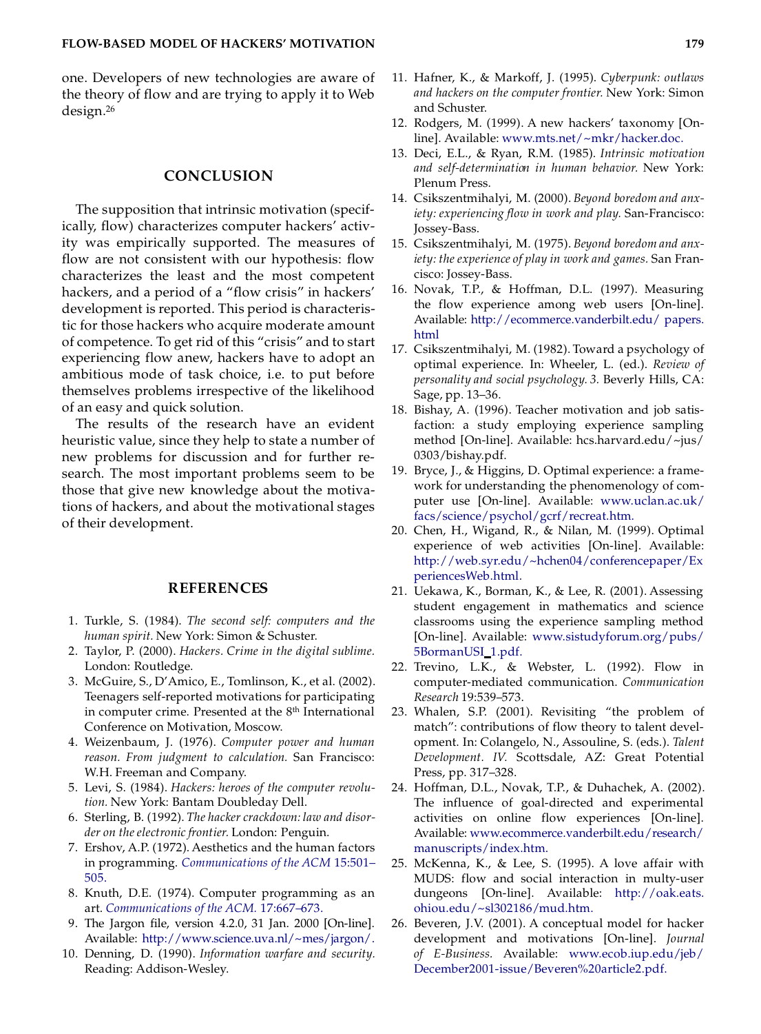one. Developers of new technologies are aware of the theory of flow and are trying to apply it to Web design.[26]

## CONCLUSION

The supposition that intrinsic motivation (specifically, flow) characterizes computer hackers' activity was empirically supported. The measures of flow are not consistent with our hypothesis: flow characterizes the least and the most competent hackers, and a period of a "flow crisis" in hackers' development is reported. This period is characteristic for those hackers who acquire moderate amount of competence. To get rid of this "crisis" and to start experiencing flow anew, hackers have to adopt an ambitious mode of task choice, i.e. to put before themselves problems irrespective of the likelihood of an easy and quick solution.

The results of the research have an evident heuristic value, since they help to state a number of new problems for discussion and for further research. The most important problems seem to be those that give new knowledge about the motivations of hackers, and about the motivational stages of their development.

## REFERENCES

1. Turkle, S. (1984). *The second self: computers and the human spirit.* New York: Simon & Schuster.
2. Taylor, P. (2000). *Hackers. Crime in the digital sublime.* London: Routledge.
3. McGuire, S., D'Amico, E., Tomlinson, K., et al. (2002). Teenagers self-reported motivations for participating in computer crime. Presented at the 8th International Conference on Motivation, Moscow.
4. Weizenbaum, J. (1976). *Computer power and human reason. From judgment to calculation.* San Francisco: W.H. Freeman and Company.
5. Levi, S. (1984). *Hackers: heroes of the computer revolution.* New York: Bantam Doubleday Dell.
6. Sterling, B. (1992). *The hacker crackdown: law and disorder on the electronic frontier.* London: Penguin.
7. Ershov, A.P. (1972). Aesthetics and the human factors in programming. *Communications of the ACM* 15:501–505.
8. Knuth, D.E. (1974). Computer programming as an art. *Communications of the ACM.* 17:667–673.
9. The Jargon file, version 4.2.0, 31 Jan. 2000 [On-line]. Available: http://www.science.uva.nl/~mes/jargon/.
10. Denning, D. (1990). *Information warfare and security.* Reading: Addison-Wesley.
11. Hafner, K., & Markoff, J. (1995). *Cyberpunk: outlaws and hackers on the computer frontier.* New York: Simon and Schuster.
12. Rodgers, M. (1999). A new hackers' taxonomy [On-line]. Available: www.mts.net/~mkr/hacker.doc.
13. Deci, E.L., & Ryan, R.M. (1985). *Intrinsic motivation and self-determination in human behavior.* New York: Plenum Press.
14. Csikszentmihalyi, M. (2000). *Beyond boredom and anxiety: experiencing flow in work and play.* San-Francisco: Jossey-Bass.
15. Csikszentmihalyi, M. (1975). *Beyond boredom and anxiety: the experience of play in work and games.* San Francisco: Jossey-Bass.
16. Novak, T.P., & Hoffman, D.L. (1997). Measuring the flow experience among web users [On-line]. Available: http://ecommerce.vanderbilt.edu/ papers.html
17. Csikszentmihalyi, M. (1982). Toward a psychology of optimal experience. In: Wheeler, L. (ed.). *Review of personality and social psychology. 3.* Beverly Hills, CA: Sage, pp. 13–36.
18. Bishay, A. (1996). Teacher motivation and job satisfaction: a study employing experience sampling method [On-line]. Available: hcs.harvard.edu/~jus/0303/bishay.pdf.
19. Bryce, J., & Higgins, D. Optimal experience: a framework for understanding the phenomenology of computer use [On-line]. Available: www.uclan.ac.uk/facs/science/psychol/gcrf/recreat.htm.
20. Chen, H., Wigand, R., & Nilan, M. (1999). Optimal experience of web activities [On-line]. Available: http://web.syr.edu/~hchen04/conferencepaper/ExperiencesWeb.html.
21. Uekawa, K., Borman, K., & Lee, R. (2001). Assessing student engagement in mathematics and science classrooms using the experience sampling method [On-line]. Available: www.sistudyforum.org/pubs/5BormanUSI_1.pdf.
22. Trevino, L.K., & Webster, L. (1992). Flow in computer-mediated communication. *Communication Research* 19:539–573.
23. Whalen, S.P. (2001). Revisiting "the problem of match": contributions of flow theory to talent development. In: Colangelo, N., Assouline, S. (eds.). *Talent Development. IV.* Scottsdale, AZ: Great Potential Press, pp. 317–328.
24. Hoffman, D.L., Novak, T.P., & Duhachek, A. (2002). The influence of goal-directed and experimental activities on online flow experiences [On-line]. Available: www.ecommerce.vanderbilt.edu/research/manuscripts/index.htm.
25. McKenna, K., & Lee, S. (1995). A love affair with MUDS: flow and social interaction in multy-user dungeons [On-line]. Available: http://oak.eats.ohiou.edu/~sl302186/mud.htm.
26. Beveren, J.V. (2001). A conceptual model for hacker development and motivations [On-line]. *Journal of E-Business.* Available: www.ecob.iup.edu/jeb/December2001-issue/Beveren%20article2.pdf.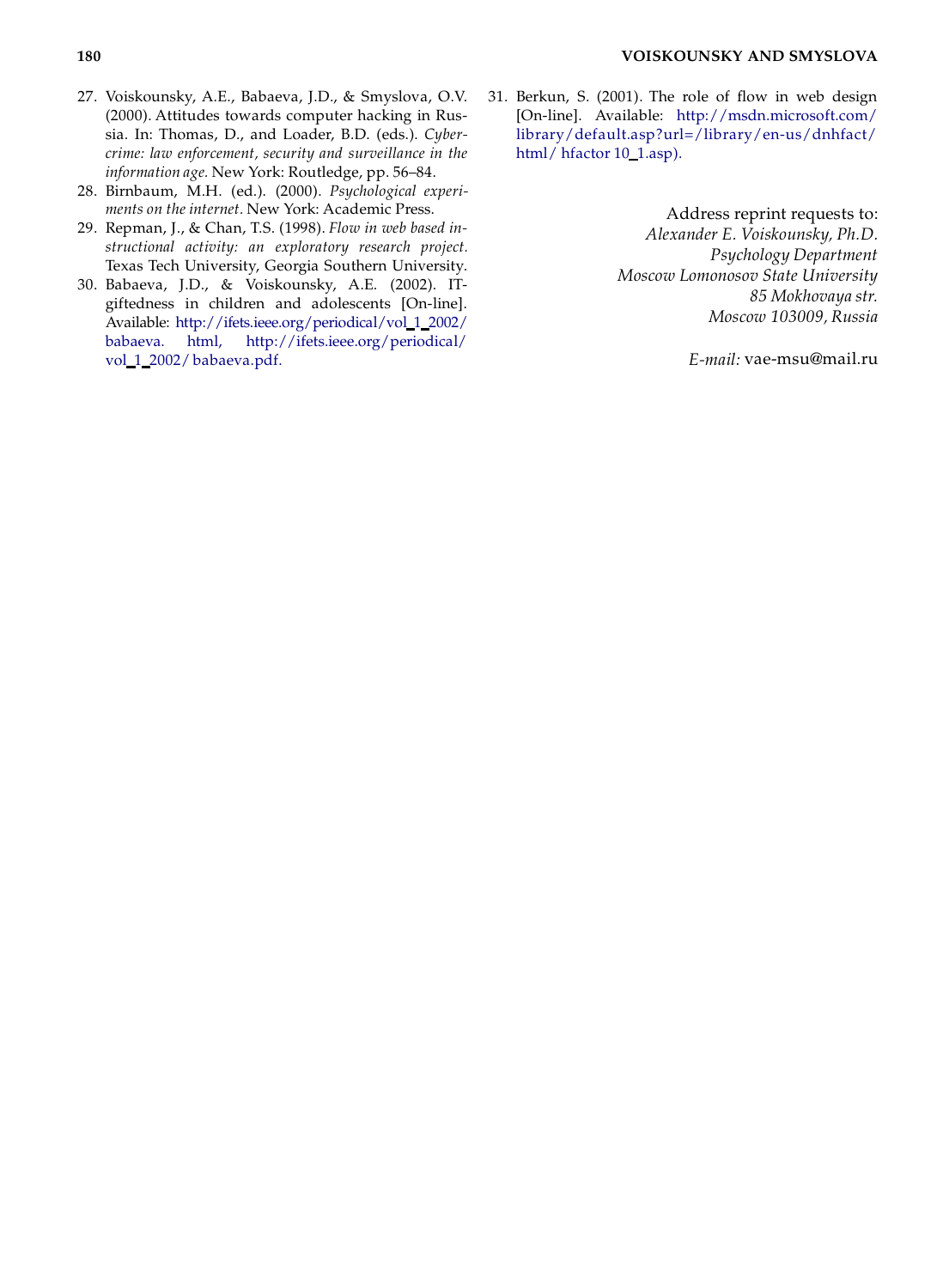27. Voiskounsky, A.E., Babaeva, J.D., & Smyslova, O.V. (2000). Attitudes towards computer hacking in Russia. In: Thomas, D., and Loader, B.D. (eds.). *Cybercrime: law enforcement, security and surveillance in the information age.* New York: Routledge, pp. 56–84.
28. Birnbaum, M.H. (ed.). (2000). *Psychological experiments on the internet.* New York: Academic Press.
29. Repman, J., & Chan, T.S. (1998). *Flow in web based instructional activity: an exploratory research project.* Texas Tech University, Georgia Southern University.
30. Babaeva, J.D., & Voiskounsky, A.E. (2002). IT-giftedness in children and adolescents [On-line]. Available: http://ifets.ieee.org/periodical/vol_1_2002/babaeva.html, http://ifets.ieee.org/periodical/vol_1_2002/babaeva.pdf.
31. Berkun, S. (2001). The role of flow in web design [On-line]. Available: http://msdn.microsoft.com/library/default.asp?url=/library/en-us/dnhfact/html/hfactor10_1.asp).

Address reprint requests to:
*Alexander E. Voiskounsky, Ph.D.*
*Psychology Department*
*Moscow Lomonosov State University*
*85 Mokhovaya str.*
*Moscow 103009, Russia*

*E-mail:* vae-msu@mail.ru